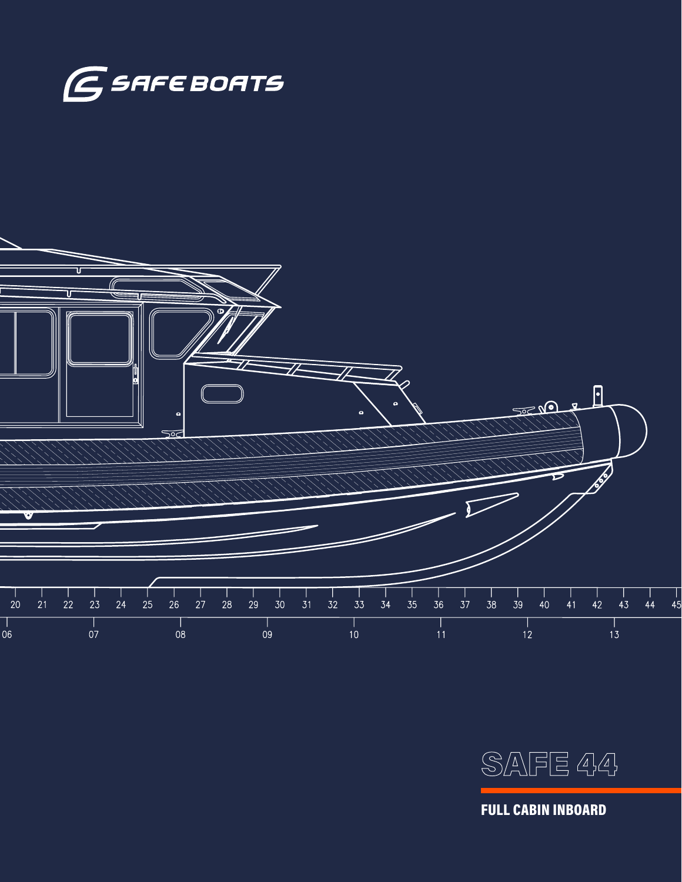SAFE BOATS

# SAFE 44

## FULL CABIN INBOARD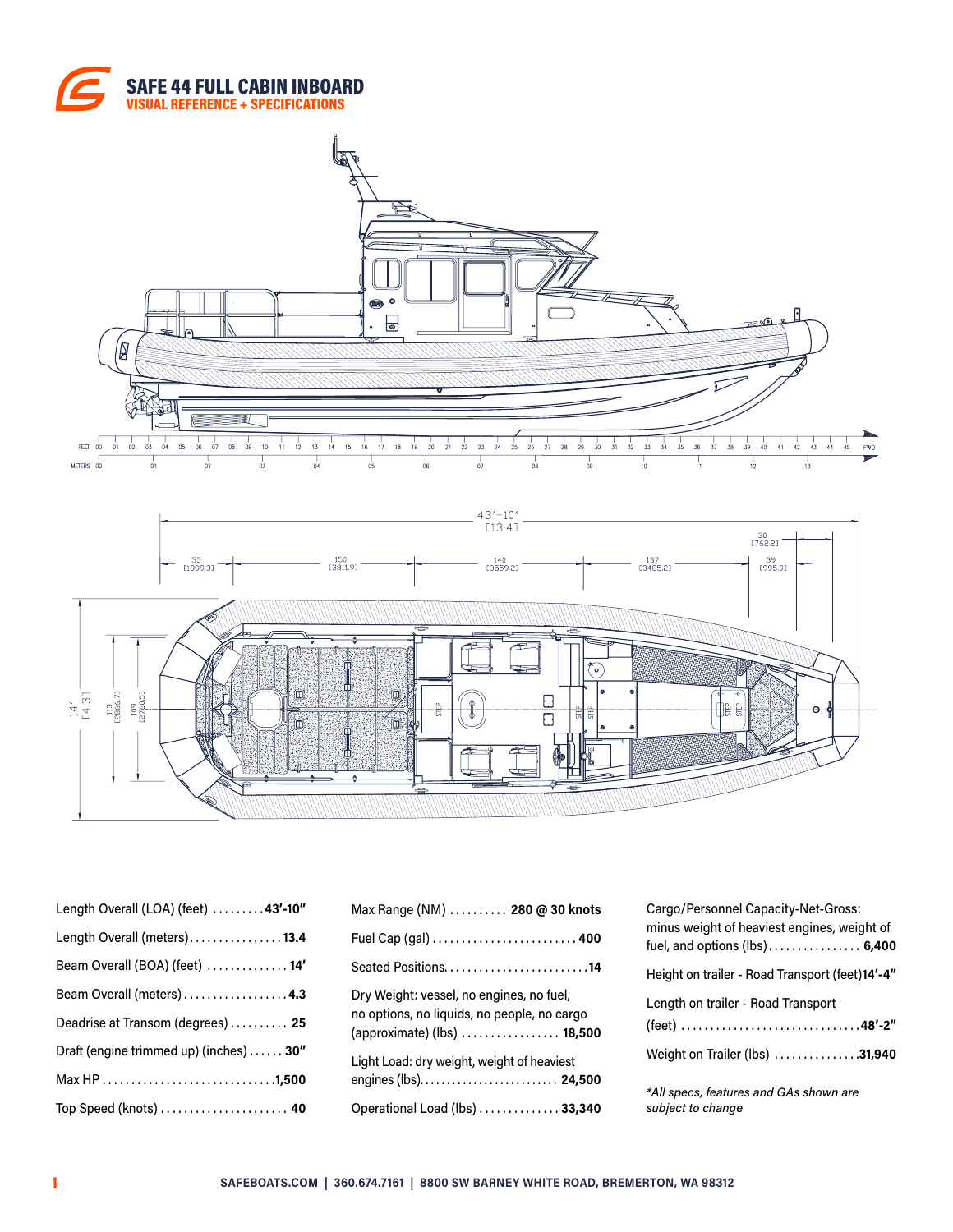# SAFE 44 FULL CABIN INBOARD

## VISUAL REFERENCE + SPECIFICATIONS

| Specification | Value |
|---|---|
| Length Overall (LOA) (feet) | **43′-10″** |
| Length Overall (meters) | **13.4** |
| Beam Overall (BOA) (feet) | **14′** |
| Beam Overall (meters) | **4.3** |
| Deadrise at Transom (degrees) | **25** |
| Draft (engine trimmed up) (inches) | **30″** |
| Max HP | **1,500** |
| Top Speed (knots) | **40** |
| Max Range (NM) | **280 @ 30 knots** |
| Fuel Cap (gal) | **400** |
| Seated Positions | **14** |
| Dry Weight: vessel, no engines, no fuel, no options, no liquids, no people, no cargo (approximate) (lbs) | **18,500** |
| Light Load: dry weight, weight of heaviest engines (lbs) | **24,500** |
| Operational Load (lbs) | **33,340** |
| Cargo/Personnel Capacity-Net-Gross: minus weight of heaviest engines, weight of fuel, and options (lbs) | **6,400** |
| Height on trailer - Road Transport (feet) | **14′-4″** |
| Length on trailer - Road Transport (feet) | **48′-2″** |
| Weight on Trailer (lbs) | **31,940** |

*\*All specs, features and GAs shown are subject to change*

**SAFEBOATS.COM | 360.674.7161 | 8800 SW BARNEY WHITE ROAD, BREMERTON, WA 98312**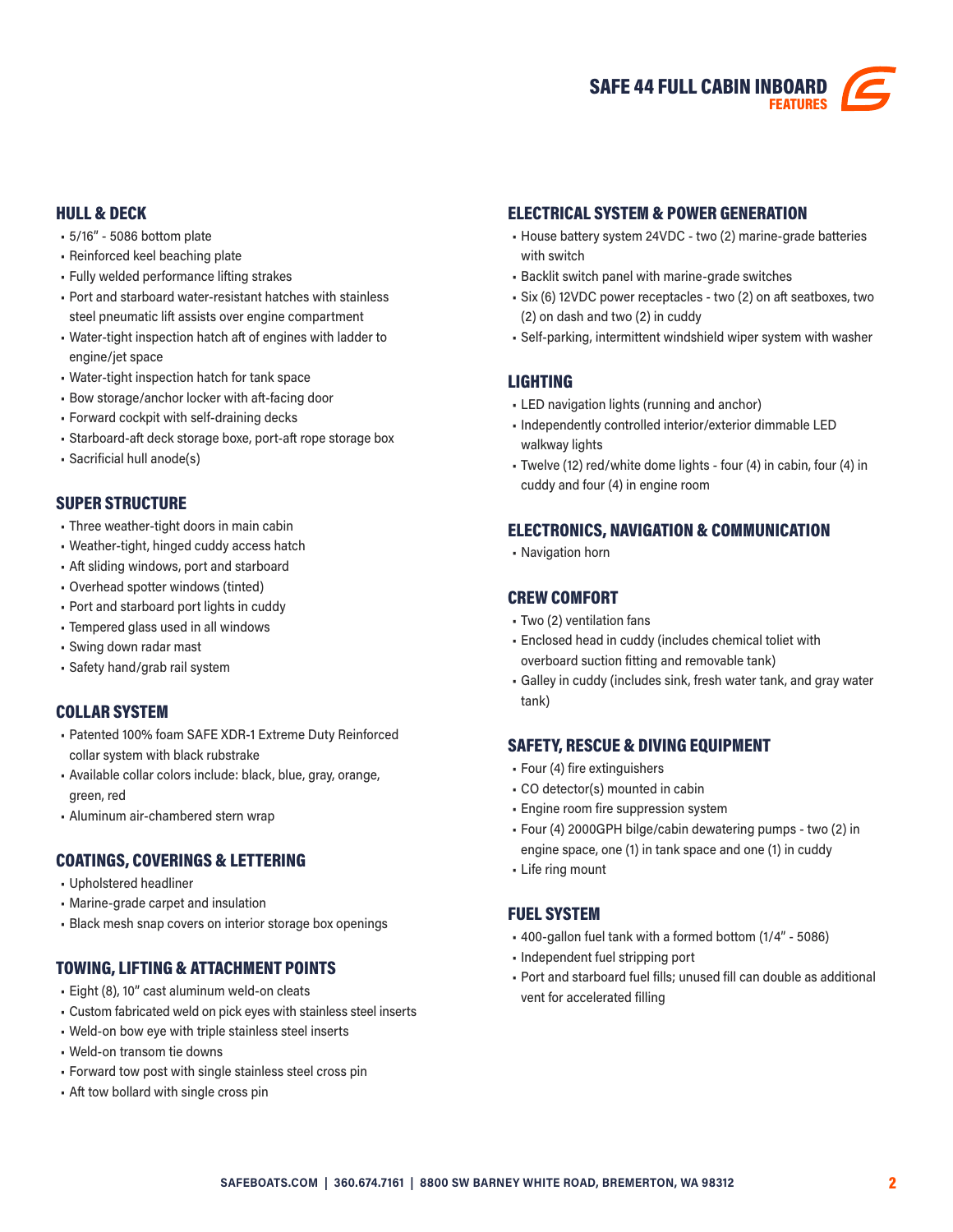# SAFE 44 FULL CABIN INBOARD
## FEATURES

### HULL & DECK

- 5/16" - 5086 bottom plate
- Reinforced keel beaching plate
- Fully welded performance lifting strakes
- Port and starboard water-resistant hatches with stainless steel pneumatic lift assists over engine compartment
- Water-tight inspection hatch aft of engines with ladder to engine/jet space
- Water-tight inspection hatch for tank space
- Bow storage/anchor locker with aft-facing door
- Forward cockpit with self-draining decks
- Starboard-aft deck storage boxe, port-aft rope storage box
- Sacrificial hull anode(s)

### SUPER STRUCTURE

- Three weather-tight doors in main cabin
- Weather-tight, hinged cuddy access hatch
- Aft sliding windows, port and starboard
- Overhead spotter windows (tinted)
- Port and starboard port lights in cuddy
- Tempered glass used in all windows
- Swing down radar mast
- Safety hand/grab rail system

### COLLAR SYSTEM

- Patented 100% foam SAFE XDR-1 Extreme Duty Reinforced collar system with black rubstrake
- Available collar colors include: black, blue, gray, orange, green, red
- Aluminum air-chambered stern wrap

### COATINGS, COVERINGS & LETTERING

- Upholstered headliner
- Marine-grade carpet and insulation
- Black mesh snap covers on interior storage box openings

### TOWING, LIFTING & ATTACHMENT POINTS

- Eight (8), 10" cast aluminum weld-on cleats
- Custom fabricated weld on pick eyes with stainless steel inserts
- Weld-on bow eye with triple stainless steel inserts
- Weld-on transom tie downs
- Forward tow post with single stainless steel cross pin
- Aft tow bollard with single cross pin

### ELECTRICAL SYSTEM & POWER GENERATION

- House battery system 24VDC - two (2) marine-grade batteries with switch
- Backlit switch panel with marine-grade switches
- Six (6) 12VDC power receptacles - two (2) on aft seatboxes, two (2) on dash and two (2) in cuddy
- Self-parking, intermittent windshield wiper system with washer

### LIGHTING

- LED navigation lights (running and anchor)
- Independently controlled interior/exterior dimmable LED walkway lights
- Twelve (12) red/white dome lights - four (4) in cabin, four (4) in cuddy and four (4) in engine room

### ELECTRONICS, NAVIGATION & COMMUNICATION

- Navigation horn

### CREW COMFORT

- Two (2) ventilation fans
- Enclosed head in cuddy (includes chemical toliet with overboard suction fitting and removable tank)
- Galley in cuddy (includes sink, fresh water tank, and gray water tank)

### SAFETY, RESCUE & DIVING EQUIPMENT

- Four (4) fire extinguishers
- CO detector(s) mounted in cabin
- Engine room fire suppression system
- Four (4) 2000GPH bilge/cabin dewatering pumps - two (2) in engine space, one (1) in tank space and one (1) in cuddy
- Life ring mount

### FUEL SYSTEM

- 400-gallon fuel tank with a formed bottom (1/4" - 5086)
- Independent fuel stripping port
- Port and starboard fuel fills; unused fill can double as additional vent for accelerated filling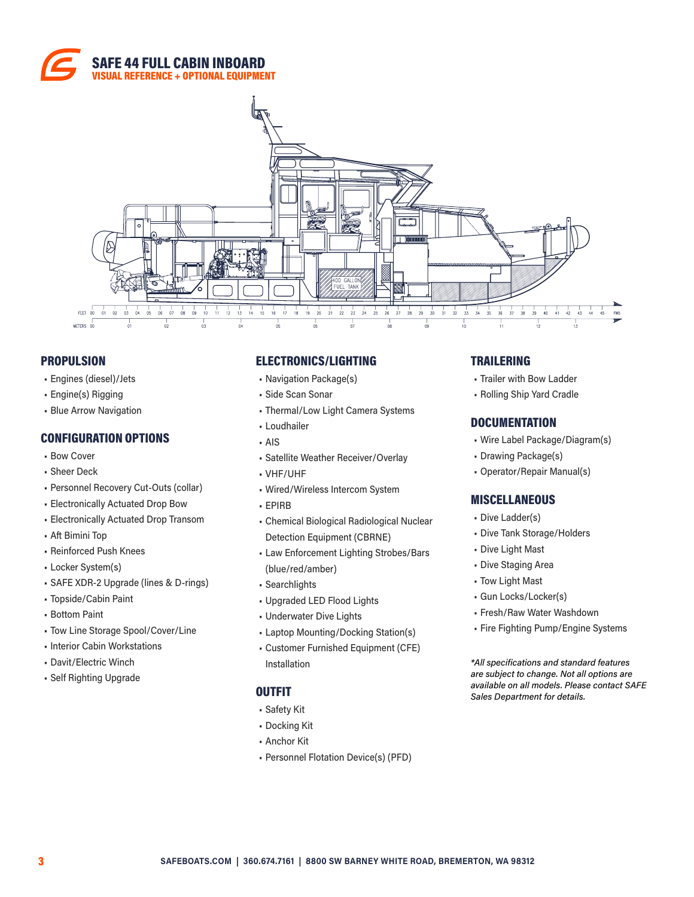# SAFE 44 FULL CABIN INBOARD

## VISUAL REFERENCE + OPTIONAL EQUIPMENT

400 GALLON FUEL TANK

FEET 00 01 02 03 04 05 06 07 08 09 10 11 12 13 14 15 16 17 18 19 20 21 22 23 24 25 26 27 28 29 30 31 32 33 34 35 36 37 38 39 40 41 42 43 44 45 FWD

METERS 00 01 02 03 04 05 06 07 08 09 10 11 12 13

### PROPULSION

- Engines (diesel)/Jets
- Engine(s) Rigging
- Blue Arrow Navigation

### CONFIGURATION OPTIONS

- Bow Cover
- Sheer Deck
- Personnel Recovery Cut-Outs (collar)
- Electronically Actuated Drop Bow
- Electronically Actuated Drop Transom
- Aft Bimini Top
- Reinforced Push Knees
- Locker System(s)
- SAFE XDR-2 Upgrade (lines & D-rings)
- Topside/Cabin Paint
- Bottom Paint
- Tow Line Storage Spool/Cover/Line
- Interior Cabin Workstations
- Davit/Electric Winch
- Self Righting Upgrade

### ELECTRONICS/LIGHTING

- Navigation Package(s)
- Side Scan Sonar
- Thermal/Low Light Camera Systems
- Loudhailer
- AIS
- Satellite Weather Receiver/Overlay
- VHF/UHF
- Wired/Wireless Intercom System
- EPIRB
- Chemical Biological Radiological Nuclear Detection Equipment (CBRNE)
- Law Enforcement Lighting Strobes/Bars (blue/red/amber)
- Searchlights
- Upgraded LED Flood Lights
- Underwater Dive Lights
- Laptop Mounting/Docking Station(s)
- Customer Furnished Equipment (CFE) Installation

### OUTFIT

- Safety Kit
- Docking Kit
- Anchor Kit
- Personnel Flotation Device(s) (PFD)

### TRAILERING

- Trailer with Bow Ladder
- Rolling Ship Yard Cradle

### DOCUMENTATION

- Wire Label Package/Diagram(s)
- Drawing Package(s)
- Operator/Repair Manual(s)

### MISCELLANEOUS

- Dive Ladder(s)
- Dive Tank Storage/Holders
- Dive Light Mast
- Dive Staging Area
- Tow Light Mast
- Gun Locks/Locker(s)
- Fresh/Raw Water Washdown
- Fire Fighting Pump/Engine Systems

*\*All specifications and standard features are subject to change. Not all options are available on all models. Please contact SAFE Sales Department for details.*

SAFEBOATS.COM | 360.674.7161 | 8800 SW BARNEY WHITE ROAD, BREMERTON, WA 98312